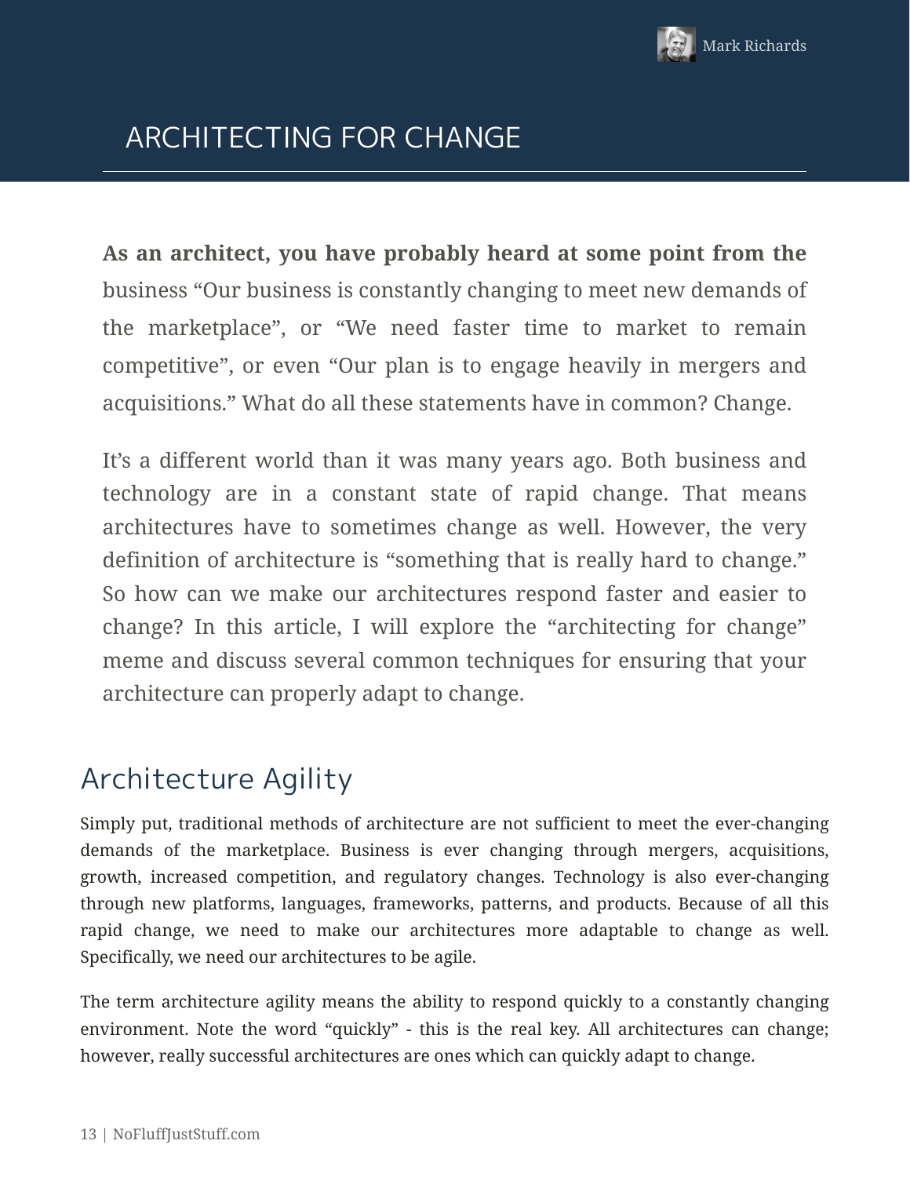Mark Richards

# ARCHITECTING FOR CHANGE

**As an architect, you have probably heard at some point from the** business “Our business is constantly changing to meet new demands of the marketplace”, or “We need faster time to market to remain competitive”, or even “Our plan is to engage heavily in mergers and acquisitions.” What do all these statements have in common? Change.

It’s a different world than it was many years ago. Both business and technology are in a constant state of rapid change. That means architectures have to sometimes change as well. However, the very definition of architecture is “something that is really hard to change.” So how can we make our architectures respond faster and easier to change? In this article, I will explore the “architecting for change” meme and discuss several common techniques for ensuring that your architecture can properly adapt to change.

## Architecture Agility

Simply put, traditional methods of architecture are not sufficient to meet the ever-changing demands of the marketplace. Business is ever changing through mergers, acquisitions, growth, increased competition, and regulatory changes. Technology is also ever-changing through new platforms, languages, frameworks, patterns, and products. Because of all this rapid change, we need to make our architectures more adaptable to change as well. Specifically, we need our architectures to be agile.

The term architecture agility means the ability to respond quickly to a constantly changing environment. Note the word “quickly” - this is the real key. All architectures can change; however, really successful architectures are ones which can quickly adapt to change.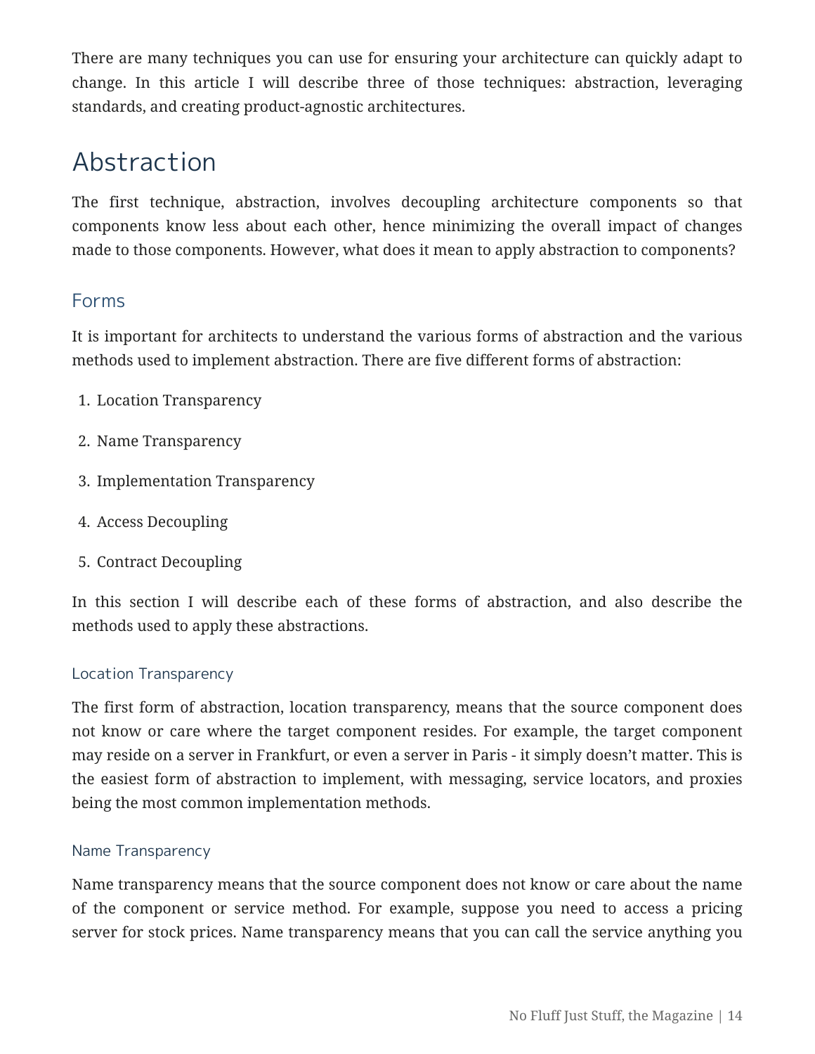There are many techniques you can use for ensuring your architecture can quickly adapt to change. In this article I will describe three of those techniques: abstraction, leveraging standards, and creating product-agnostic architectures.

# Abstraction

The first technique, abstraction, involves decoupling architecture components so that components know less about each other, hence minimizing the overall impact of changes made to those components. However, what does it mean to apply abstraction to components?

## Forms

It is important for architects to understand the various forms of abstraction and the various methods used to implement abstraction. There are five different forms of abstraction:

1. Location Transparency
2. Name Transparency
3. Implementation Transparency
4. Access Decoupling
5. Contract Decoupling

In this section I will describe each of these forms of abstraction, and also describe the methods used to apply these abstractions.

### Location Transparency

The first form of abstraction, location transparency, means that the source component does not know or care where the target component resides. For example, the target component may reside on a server in Frankfurt, or even a server in Paris - it simply doesn't matter. This is the easiest form of abstraction to implement, with messaging, service locators, and proxies being the most common implementation methods.

### Name Transparency

Name transparency means that the source component does not know or care about the name of the component or service method. For example, suppose you need to access a pricing server for stock prices. Name transparency means that you can call the service anything you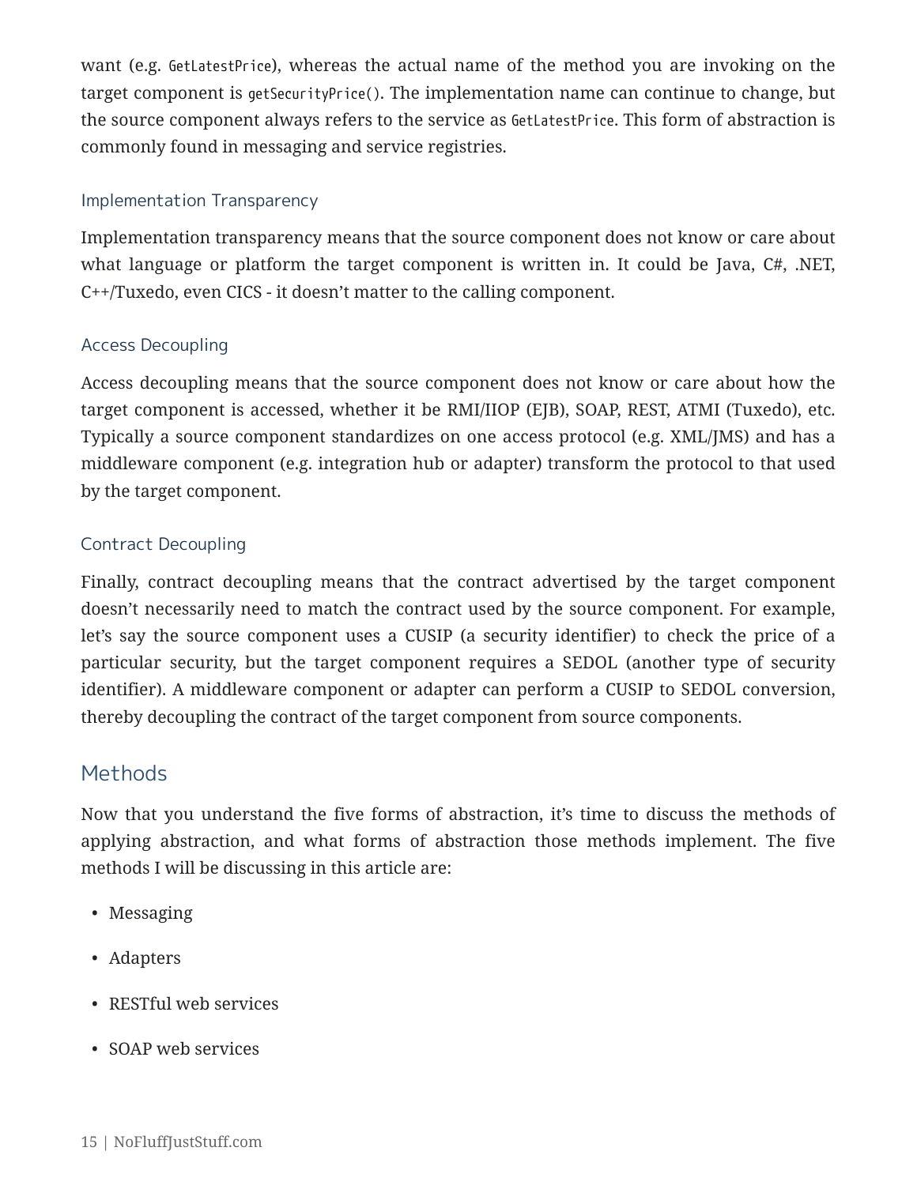want (e.g. `GetLatestPrice`), whereas the actual name of the method you are invoking on the target component is `getSecurityPrice()`. The implementation name can continue to change, but the source component always refers to the service as `GetLatestPrice`. This form of abstraction is commonly found in messaging and service registries.

### Implementation Transparency

Implementation transparency means that the source component does not know or care about what language or platform the target component is written in. It could be Java, C#, .NET, C++/Tuxedo, even CICS - it doesn't matter to the calling component.

### Access Decoupling

Access decoupling means that the source component does not know or care about how the target component is accessed, whether it be RMI/IIOP (EJB), SOAP, REST, ATMI (Tuxedo), etc. Typically a source component standardizes on one access protocol (e.g. XML/JMS) and has a middleware component (e.g. integration hub or adapter) transform the protocol to that used by the target component.

### Contract Decoupling

Finally, contract decoupling means that the contract advertised by the target component doesn't necessarily need to match the contract used by the source component. For example, let's say the source component uses a CUSIP (a security identifier) to check the price of a particular security, but the target component requires a SEDOL (another type of security identifier). A middleware component or adapter can perform a CUSIP to SEDOL conversion, thereby decoupling the contract of the target component from source components.

## Methods

Now that you understand the five forms of abstraction, it's time to discuss the methods of applying abstraction, and what forms of abstraction those methods implement. The five methods I will be discussing in this article are:

- Messaging
- Adapters
- RESTful web services
- SOAP web services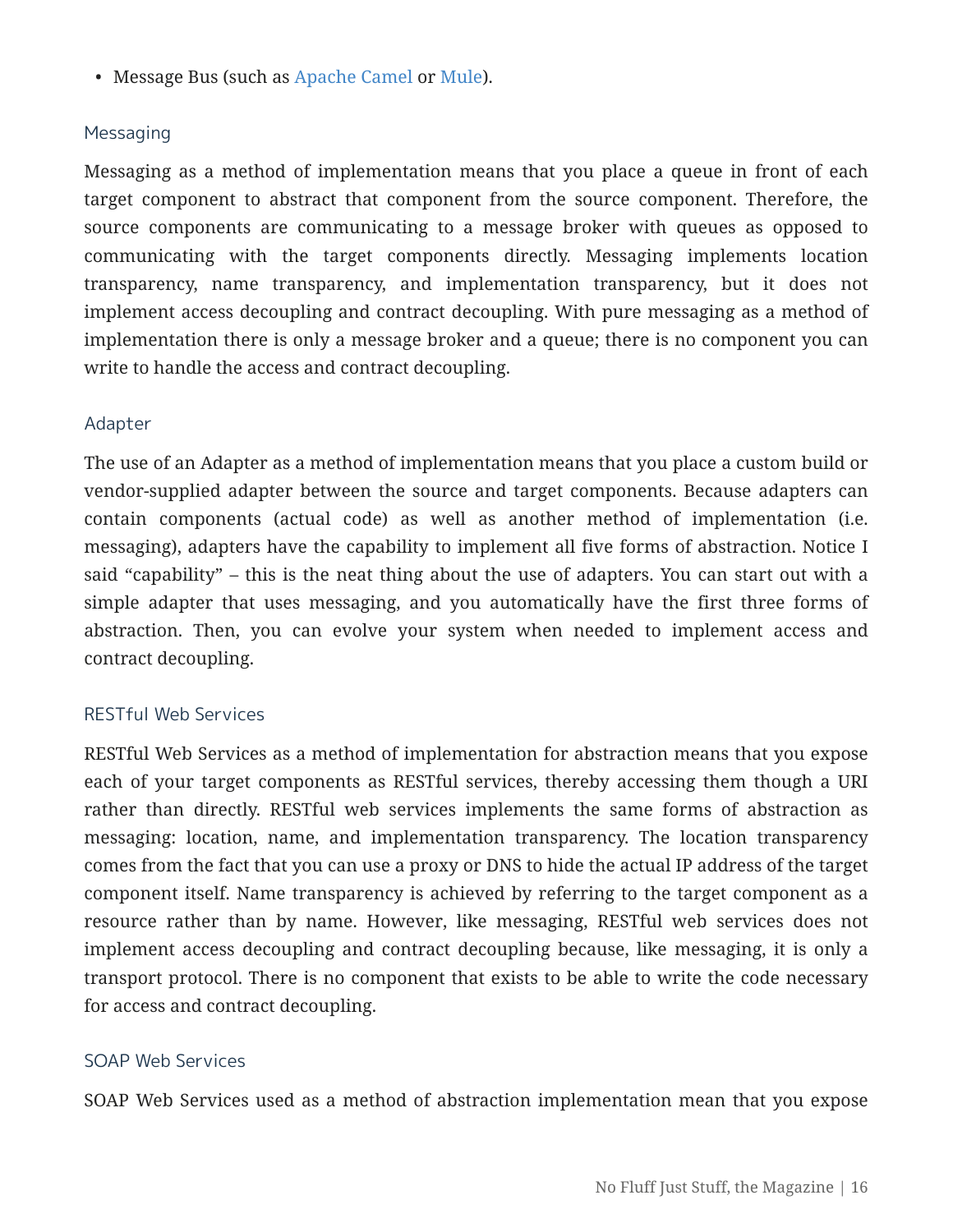- Message Bus (such as Apache Camel or Mule).

### Messaging

Messaging as a method of implementation means that you place a queue in front of each target component to abstract that component from the source component. Therefore, the source components are communicating to a message broker with queues as opposed to communicating with the target components directly. Messaging implements location transparency, name transparency, and implementation transparency, but it does not implement access decoupling and contract decoupling. With pure messaging as a method of implementation there is only a message broker and a queue; there is no component you can write to handle the access and contract decoupling.

### Adapter

The use of an Adapter as a method of implementation means that you place a custom build or vendor-supplied adapter between the source and target components. Because adapters can contain components (actual code) as well as another method of implementation (i.e. messaging), adapters have the capability to implement all five forms of abstraction. Notice I said "capability" – this is the neat thing about the use of adapters. You can start out with a simple adapter that uses messaging, and you automatically have the first three forms of abstraction. Then, you can evolve your system when needed to implement access and contract decoupling.

### RESTful Web Services

RESTful Web Services as a method of implementation for abstraction means that you expose each of your target components as RESTful services, thereby accessing them though a URI rather than directly. RESTful web services implements the same forms of abstraction as messaging: location, name, and implementation transparency. The location transparency comes from the fact that you can use a proxy or DNS to hide the actual IP address of the target component itself. Name transparency is achieved by referring to the target component as a resource rather than by name. However, like messaging, RESTful web services does not implement access decoupling and contract decoupling because, like messaging, it is only a transport protocol. There is no component that exists to be able to write the code necessary for access and contract decoupling.

### SOAP Web Services

SOAP Web Services used as a method of abstraction implementation mean that you expose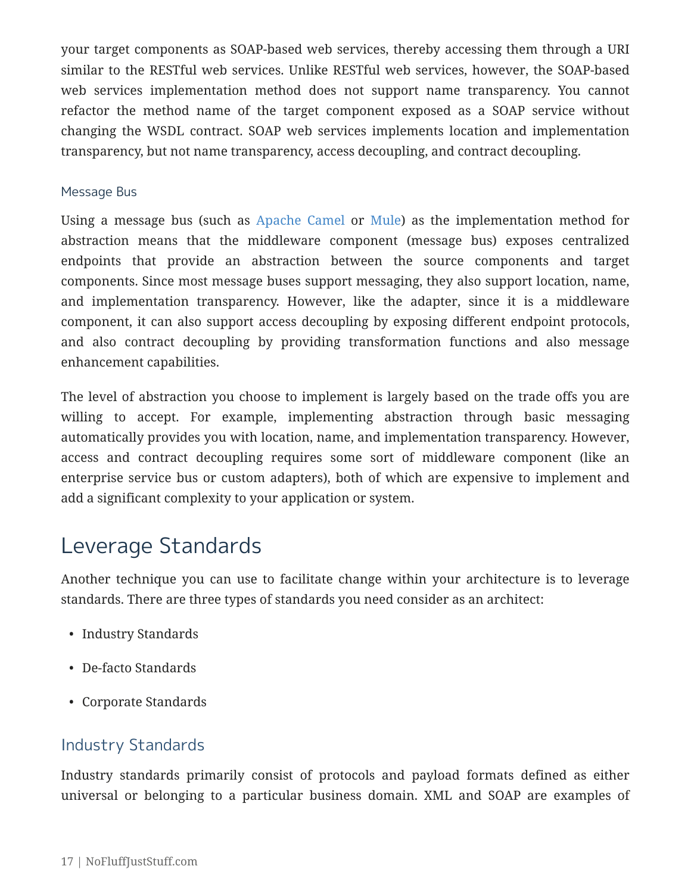your target components as SOAP-based web services, thereby accessing them through a URI similar to the RESTful web services. Unlike RESTful web services, however, the SOAP-based web services implementation method does not support name transparency. You cannot refactor the method name of the target component exposed as a SOAP service without changing the WSDL contract. SOAP web services implements location and implementation transparency, but not name transparency, access decoupling, and contract decoupling.

### Message Bus

Using a message bus (such as Apache Camel or Mule) as the implementation method for abstraction means that the middleware component (message bus) exposes centralized endpoints that provide an abstraction between the source components and target components. Since most message buses support messaging, they also support location, name, and implementation transparency. However, like the adapter, since it is a middleware component, it can also support access decoupling by exposing different endpoint protocols, and also contract decoupling by providing transformation functions and also message enhancement capabilities.

The level of abstraction you choose to implement is largely based on the trade offs you are willing to accept. For example, implementing abstraction through basic messaging automatically provides you with location, name, and implementation transparency. However, access and contract decoupling requires some sort of middleware component (like an enterprise service bus or custom adapters), both of which are expensive to implement and add a significant complexity to your application or system.

## Leverage Standards

Another technique you can use to facilitate change within your architecture is to leverage standards. There are three types of standards you need consider as an architect:

- Industry Standards
- De-facto Standards
- Corporate Standards

### Industry Standards

Industry standards primarily consist of protocols and payload formats defined as either universal or belonging to a particular business domain. XML and SOAP are examples of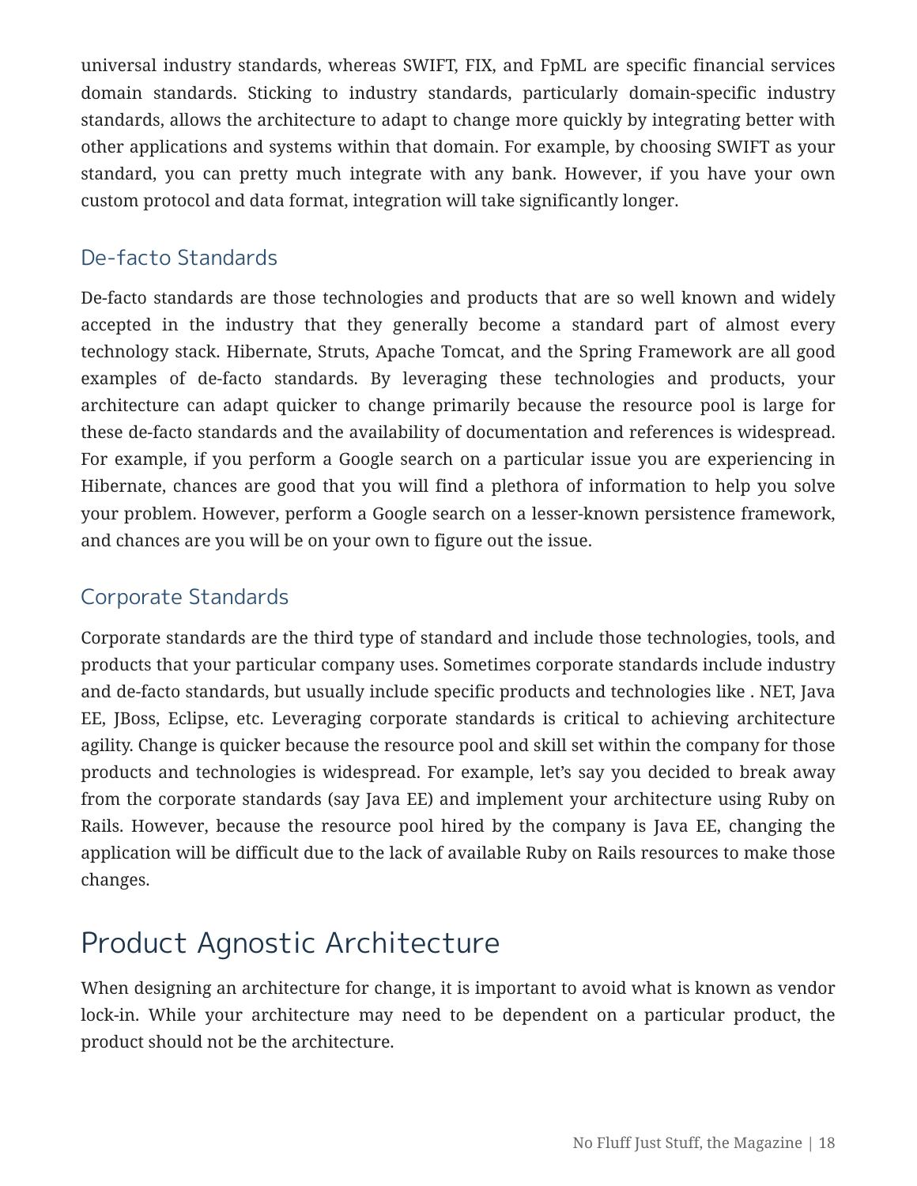universal industry standards, whereas SWIFT, FIX, and FpML are specific financial services domain standards. Sticking to industry standards, particularly domain-specific industry standards, allows the architecture to adapt to change more quickly by integrating better with other applications and systems within that domain. For example, by choosing SWIFT as your standard, you can pretty much integrate with any bank. However, if you have your own custom protocol and data format, integration will take significantly longer.

### De-facto Standards

De-facto standards are those technologies and products that are so well known and widely accepted in the industry that they generally become a standard part of almost every technology stack. Hibernate, Struts, Apache Tomcat, and the Spring Framework are all good examples of de-facto standards. By leveraging these technologies and products, your architecture can adapt quicker to change primarily because the resource pool is large for these de-facto standards and the availability of documentation and references is widespread. For example, if you perform a Google search on a particular issue you are experiencing in Hibernate, chances are good that you will find a plethora of information to help you solve your problem. However, perform a Google search on a lesser-known persistence framework, and chances are you will be on your own to figure out the issue.

### Corporate Standards

Corporate standards are the third type of standard and include those technologies, tools, and products that your particular company uses. Sometimes corporate standards include industry and de-facto standards, but usually include specific products and technologies like . NET, Java EE, JBoss, Eclipse, etc. Leveraging corporate standards is critical to achieving architecture agility. Change is quicker because the resource pool and skill set within the company for those products and technologies is widespread. For example, let's say you decided to break away from the corporate standards (say Java EE) and implement your architecture using Ruby on Rails. However, because the resource pool hired by the company is Java EE, changing the application will be difficult due to the lack of available Ruby on Rails resources to make those changes.

## Product Agnostic Architecture

When designing an architecture for change, it is important to avoid what is known as vendor lock-in. While your architecture may need to be dependent on a particular product, the product should not be the architecture.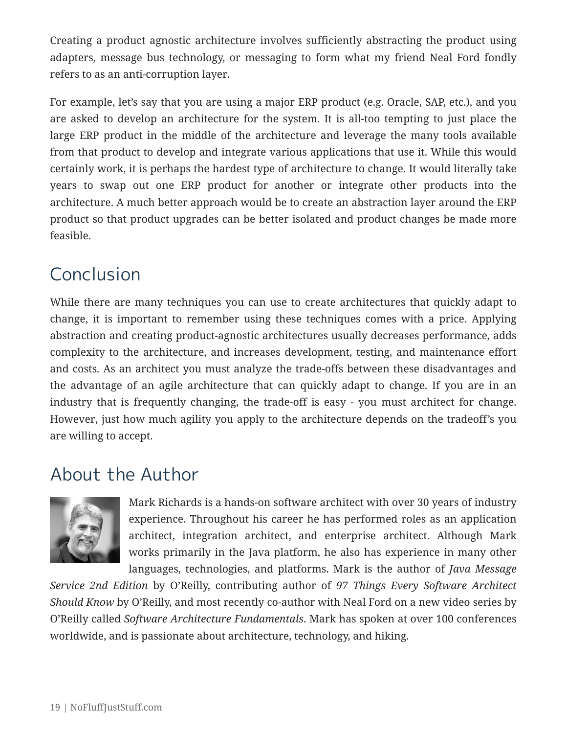Creating a product agnostic architecture involves sufficiently abstracting the product using adapters, message bus technology, or messaging to form what my friend Neal Ford fondly refers to as an anti-corruption layer.

For example, let's say that you are using a major ERP product (e.g. Oracle, SAP, etc.), and you are asked to develop an architecture for the system. It is all-too tempting to just place the large ERP product in the middle of the architecture and leverage the many tools available from that product to develop and integrate various applications that use it. While this would certainly work, it is perhaps the hardest type of architecture to change. It would literally take years to swap out one ERP product for another or integrate other products into the architecture. A much better approach would be to create an abstraction layer around the ERP product so that product upgrades can be better isolated and product changes be made more feasible.

## Conclusion

While there are many techniques you can use to create architectures that quickly adapt to change, it is important to remember using these techniques comes with a price. Applying abstraction and creating product-agnostic architectures usually decreases performance, adds complexity to the architecture, and increases development, testing, and maintenance effort and costs. As an architect you must analyze the trade-offs between these disadvantages and the advantage of an agile architecture that can quickly adapt to change. If you are in an industry that is frequently changing, the trade-off is easy - you must architect for change. However, just how much agility you apply to the architecture depends on the tradeoff's you are willing to accept.

## About the Author

Mark Richards is a hands-on software architect with over 30 years of industry experience. Throughout his career he has performed roles as an application architect, integration architect, and enterprise architect. Although Mark works primarily in the Java platform, he also has experience in many other languages, technologies, and platforms. Mark is the author of *Java Message Service 2nd Edition* by O'Reilly, contributing author of *97 Things Every Software Architect Should Know* by O'Reilly, and most recently co-author with Neal Ford on a new video series by O'Reilly called *Software Architecture Fundamentals*. Mark has spoken at over 100 conferences worldwide, and is passionate about architecture, technology, and hiking.